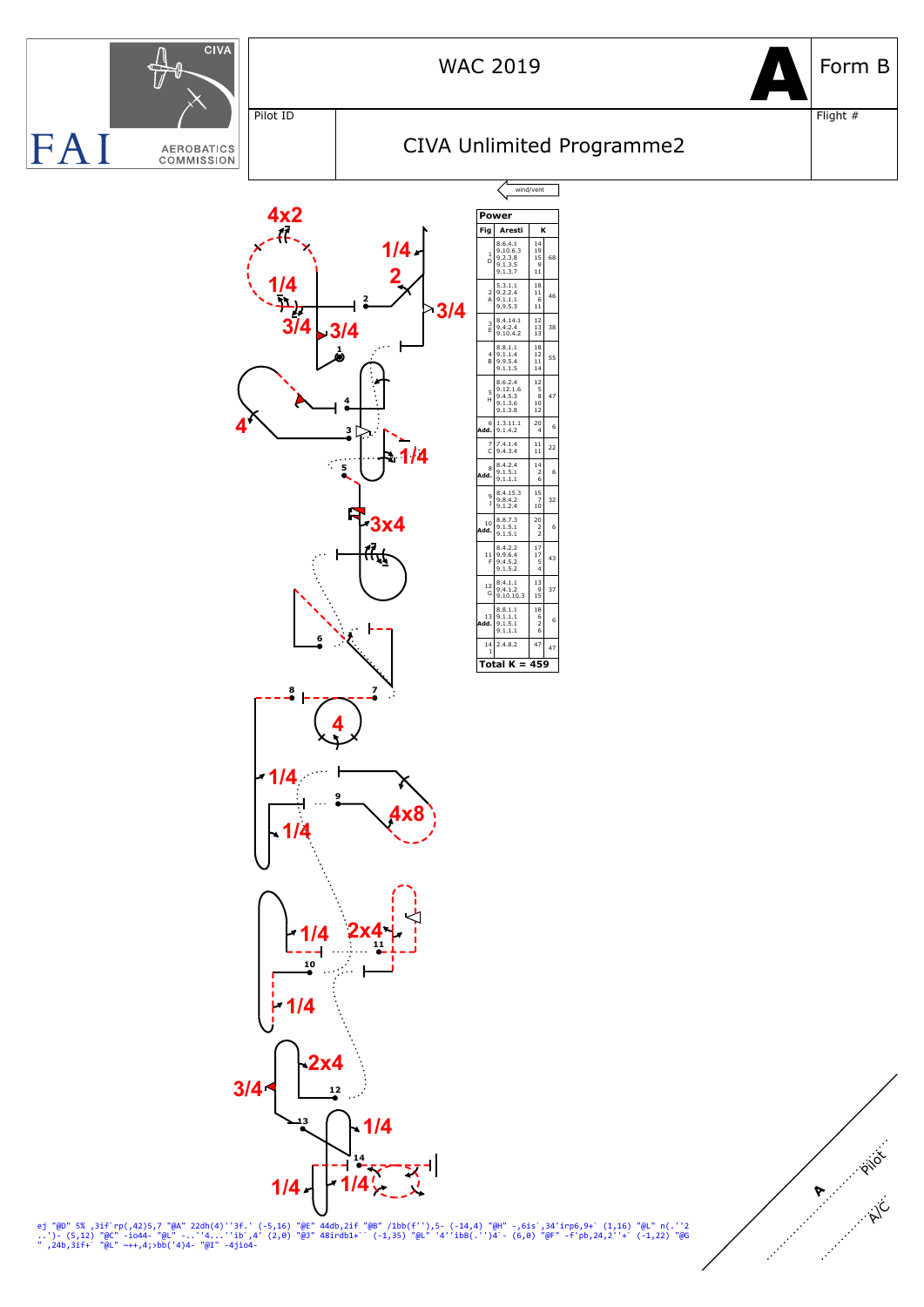FAI AEROBATICS COMMISSION CIVA

# WAC 2019

**A** Form B

Pilot ID

## CIVA Unlimited Programme2

Flight #

wind/vent

| Fig | Aresti | K | |
|---|---|---|---|
| 1 D | 8.6.4.1<br>9.10.6.3<br>9.2.3.8<br>9.1.3.5<br>9.1.3.7 | 14<br>19<br>15<br>9<br>11 | 68 |
| 2 A | 5.3.1.1<br>9.2.2.4<br>9.1.1.1<br>9.9.5.3 | 18<br>11<br>6<br>11 | 46 |
| 3 E | 8.4.14.1<br>9.4.2.4<br>9.10.4.2 | 12<br>13<br>13 | 38 |
| 4 B | 8.8.1.1<br>9.1.1.4<br>9.9.5.4<br>9.1.1.5 | 18<br>12<br>11<br>14 | 55 |
| 5 H | 8.6.2.4<br>9.12.1.6<br>9.4.5.3<br>9.1.3.6<br>9.1.3.8 | 12<br>5<br>8<br>10<br>12 | 47 |
| 6 Add. | 1.3.11.1<br>9.1.4.2 | 20<br>4 | 6 |
| 7 C | 7.4.1.4<br>9.4.3.4 | 11<br>11 | 22 |
| 8 Add. | 8.4.2.4<br>9.1.5.1<br>9.1.1.1 | 14<br>2<br>6 | 6 |
| 9 J | 8.4.15.3<br>9.8.4.2<br>9.1.2.4 | 15<br>7<br>10 | 32 |
| 10 Add. | 8.8.7.3<br>9.1.5.1<br>9.1.5.1 | 20<br>2<br>2 | 6 |
| 11 F | 8.4.2.2<br>9.9.6.4<br>9.4.5.2<br>9.1.5.2 | 17<br>17<br>5<br>4 | 43 |
| 12 G | 8.4.1.1<br>9.4.1.2<br>9.10.10.3 | 13<br>9<br>15 | 37 |
| 13 Add. | 8.8.1.1<br>9.1.1.1<br>9.1.5.1<br>9.1.1.1 | 18<br>6<br>2<br>6 | 6 |
| 14 I | 2.4.8.2 | 47 | 47 |
| **Total K = 459** | | | |

Power

ej "@D" 5% ,3if`rp(,42)5,7 "@A" 22dh(4)''3f.' (-5,16) "@E" 44db,2if "@B" /1bb(f''),5- (-14,4) "@H" -,6is`,34'irp6,9+` (1,16) "@L" n(.''2 ..')- (5,12) "@C" -io44- "@L" -..''4...''ib`,4' (2,0) "@J" 48irdb1+`` (-1,35) "@L" '4''ibB(.'')4`- (6,0) "@F" -f'pb,24,2''+` (-1,22) "@G " ,24b,3if+` "@L" ~++,4;>bb('4)4- "@I" -4jio4-

A Pilot A/C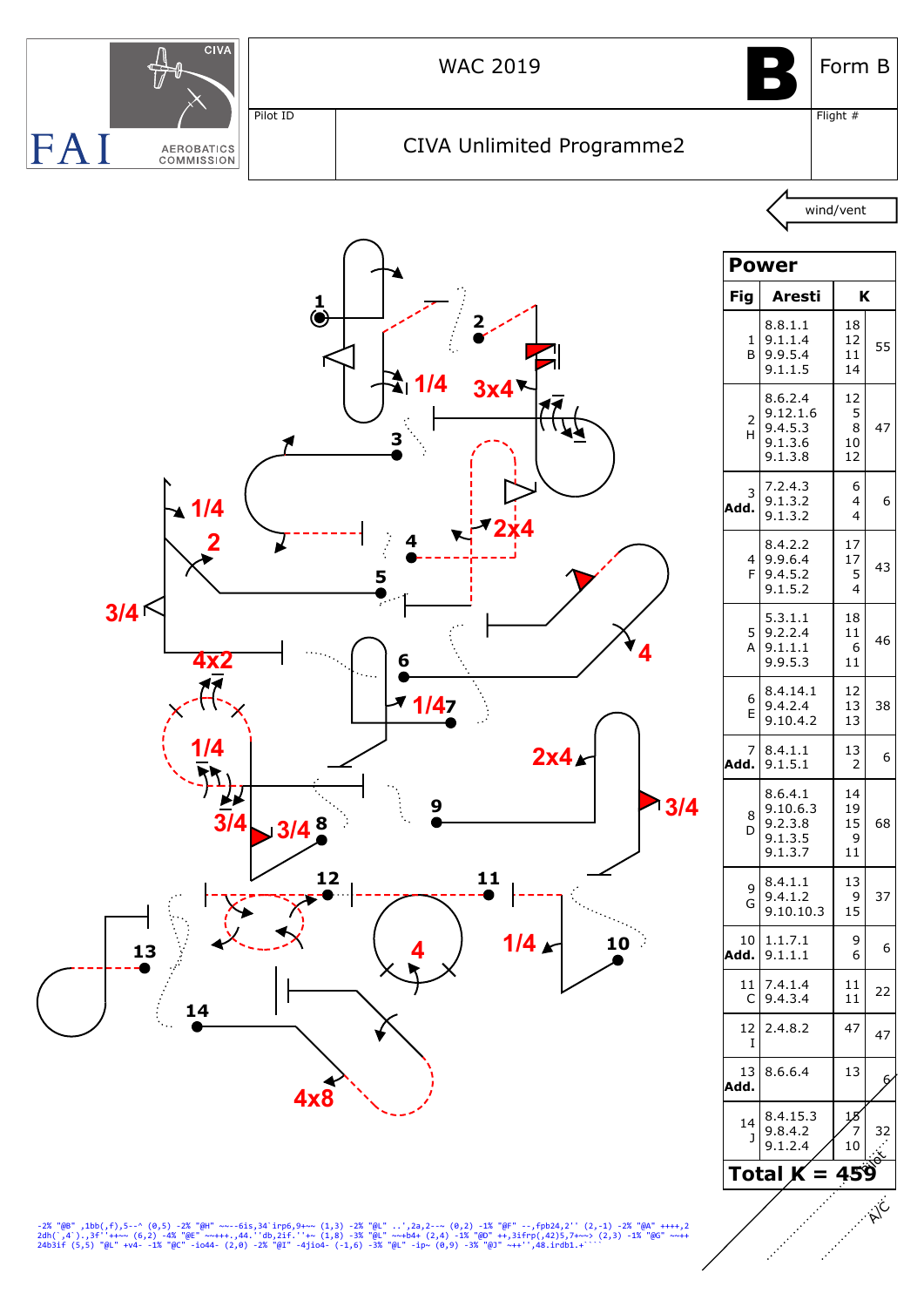WAC 2019

**B** Form B

Pilot ID

CIVA Unlimited Programme2

Flight #

wind/vent

## Power

| Fig | Aresti | | K |
|---|---|---|---|
| 1 B | 8.8.1.1<br>9.1.1.4<br>9.9.5.4<br>9.1.1.5 | 18<br>12<br>11<br>14 | 55 |
| 2 H | 8.6.2.4<br>9.12.1.6<br>9.4.5.3<br>9.1.3.6<br>9.1.3.8 | 12<br>5<br>8<br>10<br>12 | 47 |
| 3 Add. | 7.2.4.3<br>9.1.3.2<br>9.1.3.2 | 6<br>4<br>4 | 6 |
| 4 F | 8.4.2.2<br>9.9.6.4<br>9.4.5.2<br>9.1.5.2 | 17<br>17<br>5<br>4 | 43 |
| 5 A | 5.3.1.1<br>9.2.2.4<br>9.1.1.1<br>9.9.5.3 | 18<br>11<br>6<br>11 | 46 |
| 6 E | 8.4.14.1<br>9.4.2.4<br>9.10.4.2 | 12<br>13<br>13 | 38 |
| 7 Add. | 8.4.1.1<br>9.1.5.1 | 13<br>2 | 6 |
| 8 D | 8.6.4.1<br>9.10.6.3<br>9.2.3.8<br>9.1.3.5<br>9.1.3.7 | 14<br>19<br>15<br>9<br>11 | 68 |
| 9 G | 8.4.1.1<br>9.4.1.2<br>9.10.10.3 | 13<br>9<br>15 | 37 |
| 10 Add. | 1.1.7.1<br>9.1.1.1 | 9<br>6 | 6 |
| 11 C | 7.4.1.4<br>9.4.3.4 | 11<br>11 | 22 |
| 12 I | 2.4.8.2 | 47 | 47 |
| 13 Add. | 8.6.6.4 | 13 | 6 |
| 14 J | 8.4.15.3<br>9.8.4.2<br>9.1.2.4 | 15<br>7<br>10 | 32 |

**Total K = 459**

Pilot

A/C

```
-2% "@B" ,1bb(,f),5--^ (0,5) -2% "@H" ~~--6is,34`irp6,9+~~ (1,3) -2% "@L" ..',2a,2--~ (0,2) -1% "@F" --,fpb24,2'' (2,-1) -2% "@A" ++++,2
2dh(`,4`).,3f''++~~ (6,2) -4% "@E" ~~+++.,44.''db,2if.''+~ (1,8) -3% "@L" ~~+b4+ (2,4) -1% "@D" ++,3ifrp(,42)5,7+~~> (2,3) -1% "@G" ~~++
24b3if (5,5) "@L" +v4- -1% "@C" -io44- (2,0) -2% "@I" -4jio4- (-1,6) -3% "@L" -ip~ (0,9) -3% "@J" ~++'',48.irdb1.+````
```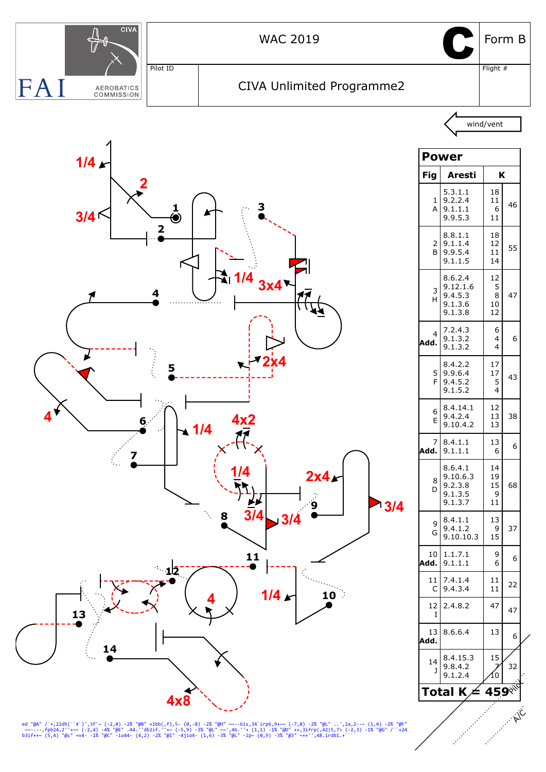FAI CIVA AEROBATICS COMMISSION

# WAC 2019 — C — Form B

Pilot ID

## CIVA Unlimited Programme2

Flight #

wind/vent

| Fig | Aresti | K | |
|---|---|---|---|
| 1 A | 5.3.1.1<br>9.2.2.4<br>9.1.1.1<br>9.9.5.3 | 18<br>11<br>6<br>11 | 46 |
| 2 B | 8.8.1.1<br>9.1.1.4<br>9.9.5.4<br>9.1.1.5 | 18<br>12<br>11<br>14 | 55 |
| 3 H | 8.6.2.4<br>9.12.1.6<br>9.4.5.3<br>9.1.3.6<br>9.1.3.8 | 12<br>5<br>8<br>10<br>12 | 47 |
| 4 Add. | 7.2.4.3<br>9.1.3.2<br>9.1.3.2 | 6<br>4<br>4 | 6 |
| 5 F | 8.4.2.2<br>9.9.6.4<br>9.4.5.2<br>9.1.5.2 | 17<br>17<br>5<br>4 | 43 |
| 6 E | 8.4.14.1<br>9.4.2.4<br>9.10.4.2 | 12<br>13<br>13 | 38 |
| 7 Add. | 8.4.1.1<br>9.1.1.1 | 13<br>6 | 6 |
| 8 D | 8.6.4.1<br>9.10.6.3<br>9.2.3.8<br>9.1.3.5<br>9.1.3.7 | 14<br>19<br>15<br>9<br>11 | 68 |
| 9 G | 8.4.1.1<br>9.4.1.2<br>9.10.10.3 | 13<br>9<br>15 | 37 |
| 10 Add. | 1.1.7.1<br>9.1.1.1 | 9<br>6 | 6 |
| 11 C | 7.4.1.4<br>9.4.3.4 | 11<br>11 | 22 |
| 12 I | 2.4.8.2 | 47 | 47 |
| 13 Add. | 8.6.6.4 | 13 | 6 |
| 14 J | 8.4.15.3<br>9.8.4.2<br>9.1.2.4 | 15<br>7<br>10 | 32 |
| **Total K = 459** | | | |

Pilot

A/C

```
ed "@A" /`+,22dh(``4`)',3f'~ (-2,0) -2% "@B" +1bb(,f),5- (0,-8) -2% "@H" ~~--6is,34`irp6,9+~~ (-7,0) -2% "@L" ..',2a,2--~ (1,4) -2% "@F"
 ~~----,fpb24,2''+~~ (-2,4) -4% "@E" .44.''db2if.''+~ (-5,9) -3% "@L" ~~',4b.''+ (1,1) -1% "@D" ++,3ifrp(,42)5,7> (-2,3) -1% "@G" /``+24
b3if++~ (5,4) "@L" +v4- -1% "@C" -io44- (4,2) -2% "@I" -4jio4- (1,6) -3% "@L" -ip~ (0,9) -3% "@J" ~++'',48.irdb1.+````
```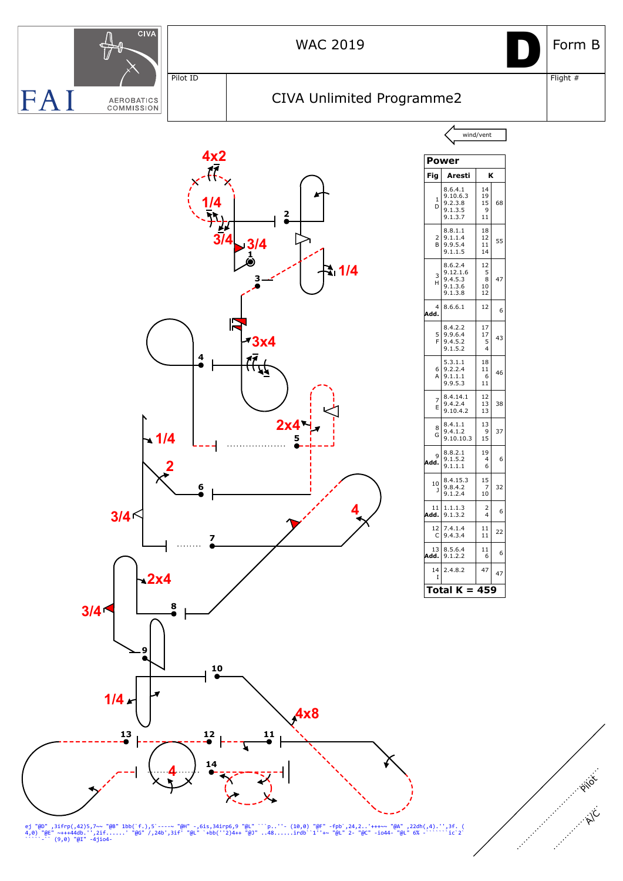WAC 2019

**D**

Form B

Pilot ID

CIVA Unlimited Programme2

Flight #

wind/vent

| Fig | Aresti | K | |
|---|---|---|---|
| 1 D | 8.6.4.1 9.10.6.3 9.2.3.8 9.1.3.5 9.1.3.7 | 14 19 15 9 11 | 68 |
| 2 B | 8.8.1.1 9.1.1.4 9.9.5.4 9.1.1.5 | 18 12 11 14 | 55 |
| 3 H | 8.6.2.4 9.12.1.6 9.4.5.3 9.1.3.6 9.1.3.8 | 12 5 8 10 12 | 47 |
| 4 Add. | 8.6.6.1 | 12 | 6 |
| 5 F | 8.4.2.2 9.9.6.4 9.4.5.2 9.1.5.2 | 17 17 5 4 | 43 |
| 6 A | 5.3.1.1 9.2.2.4 9.1.1.1 9.9.5.3 | 18 11 6 11 | 46 |
| 7 E | 8.4.14.1 9.4.2.4 9.10.4.2 | 12 13 13 | 38 |
| 8 G | 8.4.1.1 9.4.1.2 9.10.10.3 | 13 9 15 | 37 |
| 9 Add. | 8.8.2.1 9.1.5.2 9.1.1.1 | 19 4 6 | 6 |
| 10 J | 8.4.15.3 9.8.4.2 9.1.2.4 | 15 7 10 | 32 |
| 11 Add. | 1.1.1.3 9.1.3.2 | 2 4 | 6 |
| 12 C | 7.4.1.4 9.4.3.4 | 11 11 | 22 |
| 13 Add. | 8.5.6.4 9.1.2.2 | 11 6 | 6 |
| 14 I | 2.4.8.2 | 47 | 47 |
| **Total K = 459** | | | |

```
ej "@D" ,3ifrp(,42)5,7~~ "@B" 1bb(`f.),5`----~ "@H" -,6is,34irp6,9 "@L" ```p..''- (10,0) "@F" -fpb`,24,2..'+++~~ "@A" ,22dh(,4).'',3f. (
4,0) "@E" ~+++44db.'',2if......' "@G" /,24b',3if' "@L" `+bb(''2)4++ "@J" ..48......irdb``1''+~ "@L" 2- "@C" -io44- "@L" 6% -``````ic`2`
`````-`` (9,0) "@I" -4jio4-
```

Pilot

A/C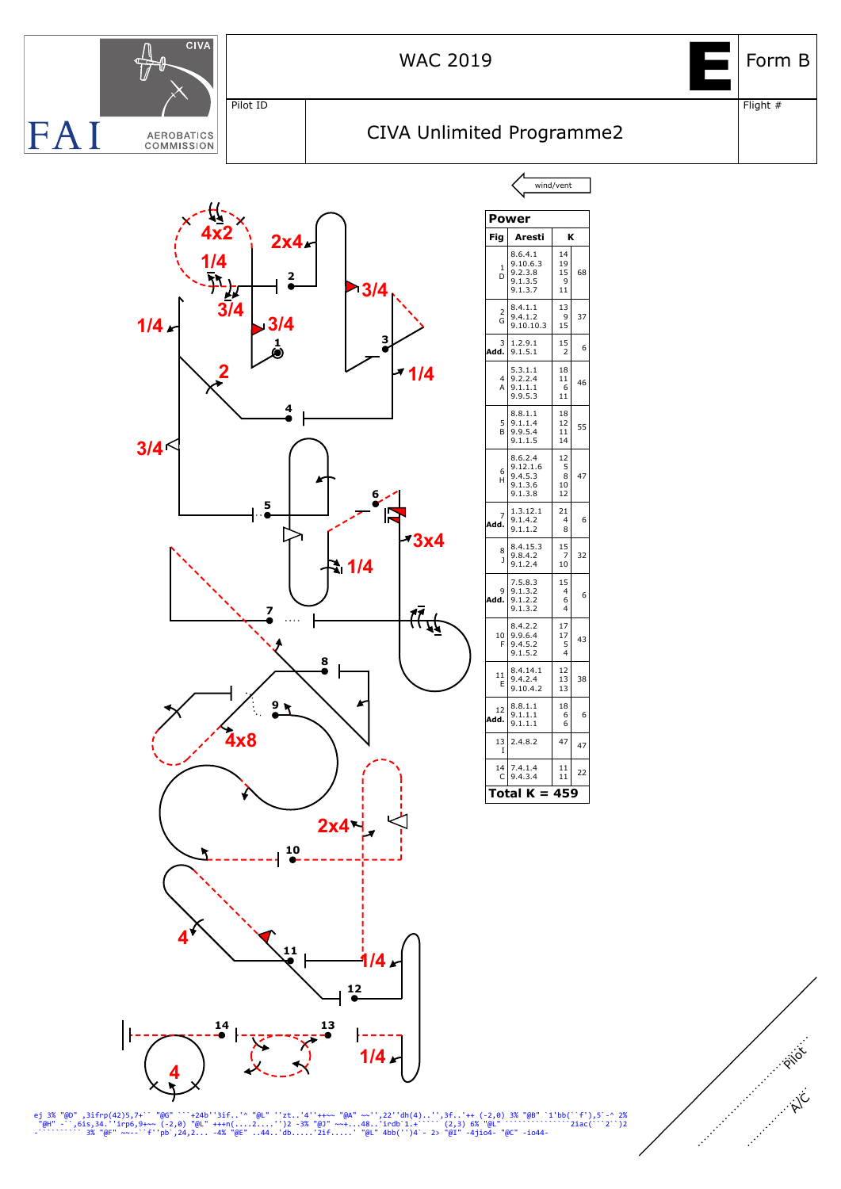# WAC 2019

**E** Form B

Pilot ID

## CIVA Unlimited Programme2

Flight #

wind/vent

**Power**

| Fig | Aresti | K | |
|---|---|---|---|
| 1 D | 8.6.4.1<br>9.10.6.3<br>9.2.3.8<br>9.1.3.5<br>9.1.3.7 | 14<br>19<br>15<br>9<br>11 | 68 |
| 2 G | 8.4.1.1<br>9.4.1.2<br>9.10.10.3 | 13<br>9<br>15 | 37 |
| 3 Add. | 1.2.9.1<br>9.1.5.1 | 15<br>2 | 6 |
| 4 A | 5.3.1.1<br>9.2.2.4<br>9.1.1.1<br>9.9.5.3 | 18<br>11<br>6<br>11 | 46 |
| 5 B | 8.8.1.1<br>9.1.1.4<br>9.9.5.4<br>9.1.1.5 | 18<br>12<br>11<br>14 | 55 |
| 6 H | 8.6.2.4<br>9.12.1.6<br>9.4.5.3<br>9.1.3.6<br>9.1.3.8 | 12<br>5<br>8<br>10<br>12 | 47 |
| 7 Add. | 1.3.12.1<br>9.1.4.2<br>9.1.1.2 | 21<br>4<br>8 | 6 |
| 8 J | 8.4.15.3<br>9.8.4.2<br>9.1.2.4 | 15<br>7<br>10 | 32 |
| 9 Add. | 7.5.8.3<br>9.1.3.2<br>9.1.2.2<br>9.1.3.2 | 15<br>4<br>6<br>4 | 6 |
| 10 F | 8.4.2.2<br>9.9.6.4<br>9.4.5.2<br>9.1.5.2 | 17<br>17<br>5<br>4 | 43 |
| 11 E | 8.4.14.1<br>9.4.2.4<br>9.10.4.2 | 12<br>13<br>13 | 38 |
| 12 Add. | 8.8.1.1<br>9.1.1.1<br>9.1.1.1 | 18<br>6<br>6 | 6 |
| 13 I | 2.4.8.2 | 47 | 47 |
| 14 C | 7.4.1.4<br>9.4.3.4 | 11<br>11 | 22 |
| **Total K = 459** | | | |

ej 3% "@D" ,3ifrp(42)5,7+`` "@G" ```+24b''3if..'^ "@L" ''zt..'4''++~~ "@A" ~~'',22''dh(4)..'',3f..'++ (-2,0) 3% "@B" `1'bb(``f'),5`-^ 2% "@H" -``,6is,34.''irp6,9+~~ (-2,0) "@L" +++n(....2....'')2 -3% "@J" ~~+...48..'irdb`1.+````` (2,3) 6% "@L" ``````````````2iac(```2``)2 -`````````` 3% "@F" ~~-``f''pb`,24,2... -4% "@E" ..44..'db.....'2if.....' "@L" 4bb('')4`- 2> "@I" -4jio4- "@C" -io44-

Pilot

A/C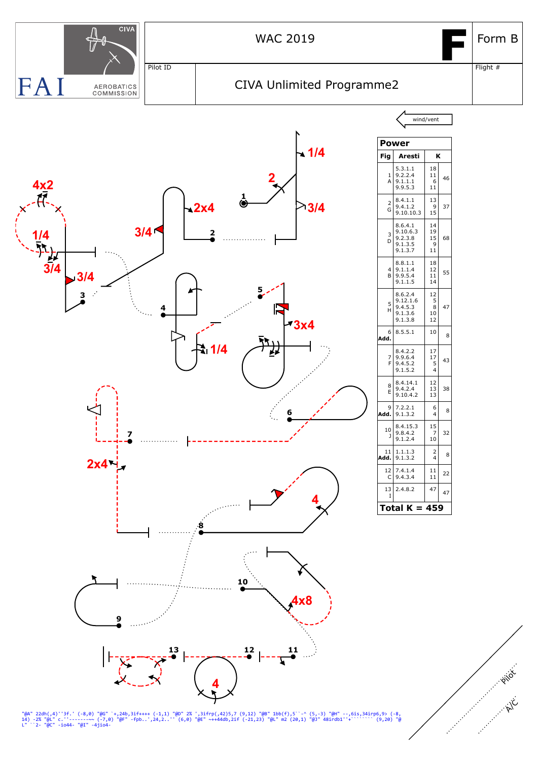CIVA · FAI AEROBATICS COMMISSION

# WAC 2019

**F** Form B

Pilot ID

## CIVA Unlimited Programme2

Flight #

wind/vent

1/4 · 2 · 3/4 · 1 · 2 · 2x4 · 3/4 · 4x2 · 1/4 · 3/4 · 3/4 · 3 · 4 · 5 · 3x4 · 1/4 · 6 · 7 · 2x4 · 4 · 8 · 10 · 4x8 · 9 · 13 · 12 · 11 · 4

**Power**

| Fig | Aresti | K | |
|---|---|---|---|
| 1 A | 5.3.1.1<br>9.2.2.4<br>9.1.1.1<br>9.9.5.3 | 18<br>11<br>6<br>11 | 46 |
| 2 G | 8.4.1.1<br>9.4.1.2<br>9.10.10.3 | 13<br>9<br>15 | 37 |
| 3 D | 8.6.4.1<br>9.10.6.3<br>9.2.3.8<br>9.1.3.5<br>9.1.3.7 | 14<br>19<br>15<br>9<br>11 | 68 |
| 4 B | 8.8.1.1<br>9.1.1.4<br>9.9.5.4<br>9.1.1.5 | 18<br>12<br>11<br>14 | 55 |
| 5 H | 8.6.2.4<br>9.12.1.6<br>9.4.5.3<br>9.1.3.6<br>9.1.3.8 | 12<br>5<br>8<br>10<br>12 | 47 |
| 6 Add. | 8.5.5.1 | 10 | 8 |
| 7 F | 8.4.2.2<br>9.9.6.4<br>9.4.5.2<br>9.1.5.2 | 17<br>17<br>5<br>4 | 43 |
| 8 E | 8.4.14.1<br>9.4.2.4<br>9.10.4.2 | 12<br>13<br>13 | 38 |
| 9 Add. | 7.2.2.1<br>9.1.3.2 | 6<br>4 | 8 |
| 10 J | 8.4.15.3<br>9.8.4.2<br>9.1.2.4 | 15<br>7<br>10 | 32 |
| 11 Add. | 1.1.1.3<br>9.1.3.2 | 2<br>4 | 8 |
| 12 C | 7.4.1.4<br>9.4.3.4 | 11<br>11 | 22 |
| 13 I | 2.4.8.2 | 47 | 47 |
| **Total K = 459** | | | |

```
"@A" 22dh(,4)''3f.' (-8,0) "@G" `+,24b,3if++++ (-1,1) "@D" 2% ',3ifrp(,42)5,7 (9,12) "@B" 1bb(f),5``-^ (5,-3) "@H" --,6is,34irp6,9> (-8,
14) -2% "@L" c.''-------~~ (-7,0) "@F" -fpb..',24,2..'' (6,0) "@E" ~++44db,2if (-21,23) "@L" m2 (20,1) "@J" 48irdb1''+````````` (9,20) "@
L" ``2- "@C" -io44- "@I" -4jio4-
```

Pilot

A/C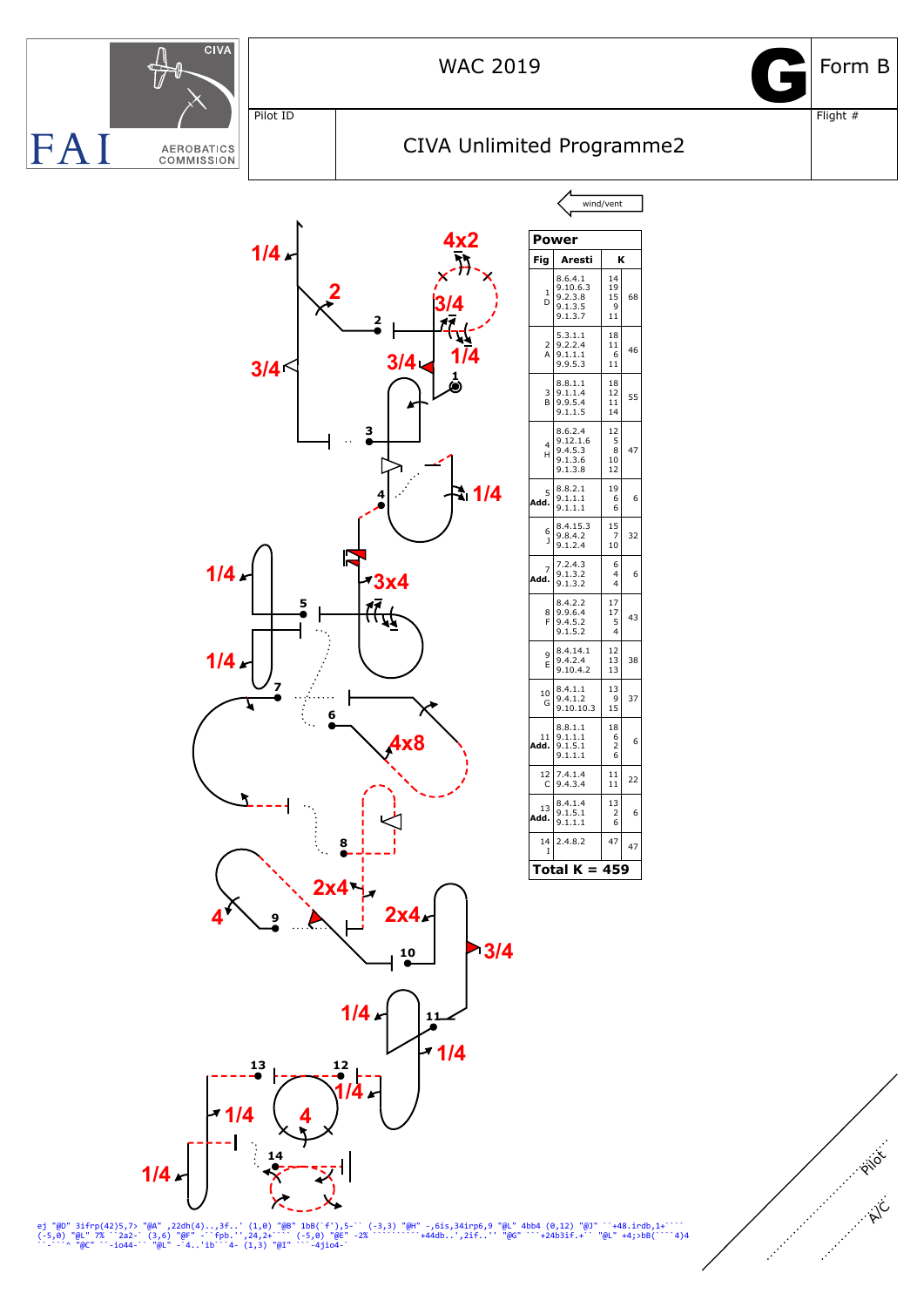FAI

CIVA

AEROBATICS COMMISSION

# WAC 2019

G

Form B

Pilot ID

Flight #

## CIVA Unlimited Programme2

wind/vent

| Fig | Aresti | | K |
|---|---|---|---|
| **Power** | | | |
| 1 D | 8.6.4.1<br>9.10.6.3<br>9.2.3.8<br>9.1.3.5<br>9.1.3.7 | 14<br>19<br>15<br>9<br>11 | 68 |
| 2 A | 5.3.1.1<br>9.2.2.4<br>9.1.1.1<br>9.9.5.3 | 18<br>11<br>6<br>11 | 46 |
| 3 B | 8.8.1.1<br>9.1.1.4<br>9.9.5.4<br>9.1.1.5 | 18<br>12<br>11<br>14 | 55 |
| 4 H | 8.6.2.4<br>9.12.1.6<br>9.4.5.3<br>9.1.3.6<br>9.1.3.8 | 12<br>5<br>8<br>10<br>12 | 47 |
| 5 Add. | 8.8.2.1<br>9.1.1.1<br>9.1.1.1 | 19<br>6<br>6 | 6 |
| 6 J | 8.4.15.3<br>9.8.4.2<br>9.1.2.4 | 15<br>7<br>10 | 32 |
| 7 Add. | 7.2.4.3<br>9.1.3.2<br>9.1.3.2 | 6<br>4<br>4 | 6 |
| 8 F | 8.4.2.2<br>9.9.6.4<br>9.4.5.2<br>9.1.5.2 | 17<br>17<br>5<br>4 | 43 |
| 9 E | 8.4.14.1<br>9.4.2.4<br>9.10.4.2 | 12<br>13<br>13 | 38 |
| 10 G | 8.4.1.1<br>9.4.1.2<br>9.10.10.3 | 13<br>9<br>15 | 37 |
| 11 Add. | 8.8.1.1<br>9.1.1.1<br>9.1.5.1<br>9.1.1.1 | 18<br>6<br>2<br>6 | 6 |
| 12 C | 7.4.1.4<br>9.4.3.4 | 11<br>11 | 22 |
| 13 Add. | 8.4.1.4<br>9.1.5.1<br>9.1.1.1 | 13<br>2<br>6 | 6 |
| 14 I | 2.4.8.2 | 47 | 47 |
| **Total K = 459** | | | |

Pilot

A/C

```
ej "@D" 3ifrp(42)5,7> "@A" ,22dh(4)..,3f..' (1,0) "@B" 1bB(`f'),5-`` (-3,3) "@H" -,6is,34irp6,9 "@L" 4bb4 (0,12) "@J" ``+48.irdb,1+````
(-5,0) "@L" 7% ``2a2-` (3,6) "@F" -``fpb.'',24,2+```` (-5,0) "@E" -2% ``````````+44db..',2if..'' "@G" ```+24b3if.+`` "@L" +4;>bB(````4)4
``-```^ "@C" ``-io44-`` "@L" -`4..'ib```4- (1,3) "@I" ```-4jio4-`
```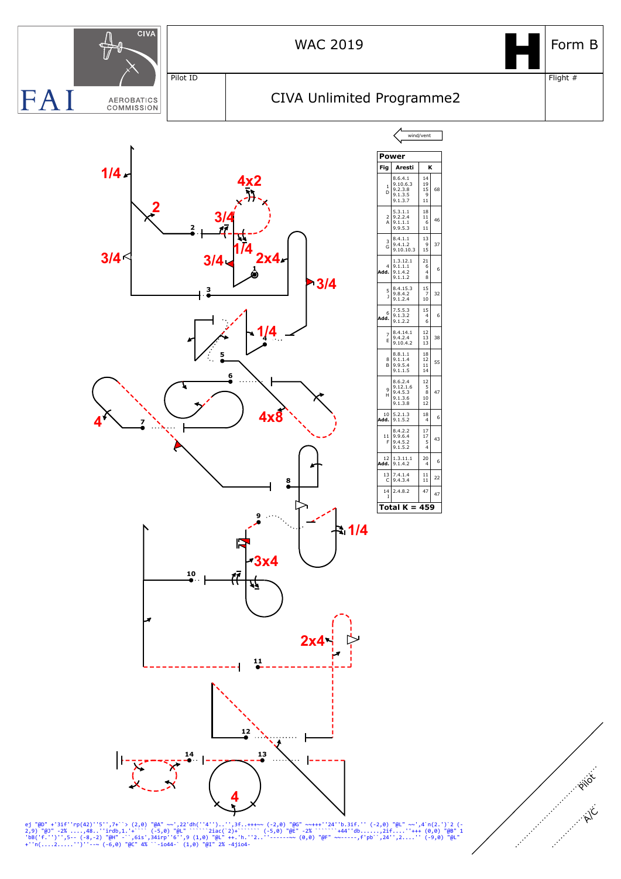FAI CIVA AEROBATICS COMMISSION

# WAC 2019

**H** Form B

Pilot ID

## CIVA Unlimited Programme2

Flight #

wind/vent

| Fig | Aresti | | K |
|---|---|---|---|
| **Power** | | | |
| 1 D | 8.6.4.1<br>9.10.6.3<br>9.2.3.8<br>9.1.3.5<br>9.1.3.7 | 14<br>19<br>15<br>9<br>11 | 68 |
| 2 A | 5.3.1.1<br>9.2.2.4<br>9.1.1.1<br>9.9.5.3 | 18<br>11<br>6<br>11 | 46 |
| 3 G | 8.4.1.1<br>9.4.1.2<br>9.10.10.3 | 13<br>9<br>15 | 37 |
| 4 Add. | 1.3.12.1<br>9.1.1.1<br>9.1.4.2<br>9.1.1.2 | 21<br>6<br>4<br>8 | 6 |
| 5 J | 8.4.15.3<br>9.8.4.2<br>9.1.2.4 | 15<br>7<br>10 | 32 |
| 6 Add. | 7.5.5.3<br>9.1.3.2<br>9.1.2.2 | 15<br>4<br>6 | 6 |
| 7 E | 8.4.14.1<br>9.4.2.4<br>9.10.4.2 | 12<br>13<br>13 | 38 |
| 8 B | 8.8.1.1<br>9.1.1.4<br>9.9.5.4<br>9.1.1.5 | 18<br>12<br>11<br>14 | 55 |
| 9 H | 8.6.2.4<br>9.12.1.6<br>9.4.5.3<br>9.1.3.6<br>9.1.3.8 | 12<br>5<br>8<br>10<br>12 | 47 |
| 10 Add. | 5.2.1.3<br>9.1.5.2 | 18<br>4 | 6 |
| 11 F | 8.4.2.2<br>9.9.6.4<br>9.4.5.2<br>9.1.5.2 | 17<br>17<br>5<br>4 | 43 |
| 12 Add. | 1.3.11.1<br>9.1.4.2 | 20<br>4 | 6 |
| 13 C | 7.4.1.4<br>9.4.3.4 | 11<br>11 | 22 |
| 14 I | 2.4.8.2 | 47 | 47 |
| **Total K = 459** | | | |

Pilot

A/C

```
ej "@D" +'3if''rp(42)''5'',7+``> (2,0) "@A" ~~',22'dh(''4'')..'',3f..+++~~ (-2,0) "@G" ~~+++''24''b.3if.'' (-2,0) "@L" ~~',4`n(2.')`2 (-2,9) "@J" -2% ....,48..''irdb,1.'+```` (-5,0) "@L" ``````2iac(`2)+`````` (-5,0) "@E" -2% ````````+44''db......,2if....''+++ (0,0) "@B" 1 'bB('f.'')'',5-- (-8,-2) "@H" -``,6is',34irp''6'',9 (1,0) "@L" ++.'h.''2..''------~~ (0,0) "@F" ~~-----,f'pb``,24'',2....'' (-9,0) "@L" +''n(....2.....'')''--~ (-6,0) "@C" 4% ``-io44-` (1,0) "@I" 2% -4jio4-
```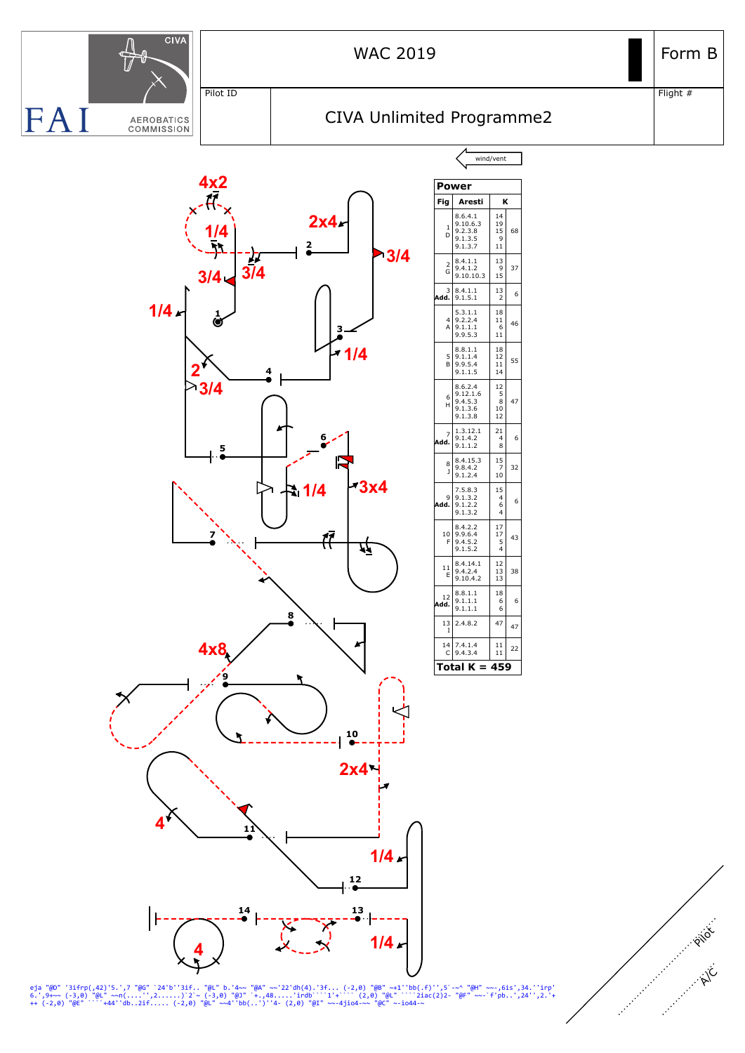# WAC 2019

**Form B**

Pilot ID

Flight #

## CIVA Unlimited Programme2

wind/vent

| Fig | Aresti | K | |
|---|---|---|---|
| 1 D | 8.6.4.1<br>9.10.6.3<br>9.2.3.8<br>9.1.3.5<br>9.1.3.7 | 14<br>19<br>15<br>9<br>11 | 68 |
| 2 G | 8.4.1.1<br>9.4.1.2<br>9.10.10.3 | 13<br>9<br>15 | 37 |
| 3 Add. | 8.4.1.1<br>9.1.5.1 | 13<br>2 | 6 |
| 4 A | 5.3.1.1<br>9.2.2.4<br>9.1.1.1<br>9.9.5.3 | 18<br>11<br>6<br>11 | 46 |
| 5 B | 8.8.1.1<br>9.1.1.4<br>9.9.5.4<br>9.1.1.5 | 18<br>12<br>11<br>14 | 55 |
| 6 H | 8.6.2.4<br>9.12.1.6<br>9.4.5.3<br>9.1.3.6<br>9.1.3.8 | 12<br>5<br>8<br>10<br>12 | 47 |
| 7 Add. | 1.3.12.1<br>9.1.4.2<br>9.1.1.2 | 21<br>4<br>8 | 6 |
| 8 J | 8.4.15.3<br>9.8.4.2<br>9.1.2.4 | 15<br>7<br>10 | 32 |
| 9 Add. | 7.5.8.3<br>9.1.3.2<br>9.1.2.2<br>9.1.3.2 | 15<br>4<br>6<br>4 | 6 |
| 10 F | 8.4.2.2<br>9.9.6.4<br>9.4.5.2<br>9.1.5.2 | 17<br>17<br>5<br>4 | 43 |
| 11 E | 8.4.14.1<br>9.4.2.4<br>9.10.4.2 | 12<br>13<br>13 | 38 |
| 12 Add. | 8.8.1.1<br>9.1.1.1<br>9.1.1.1 | 18<br>6<br>6 | 6 |
| 13 I | 2.4.8.2 | 47 | 47 |
| 14 C | 7.4.1.4<br>9.4.3.4 | 11<br>11 | 22 |

**Total K = 459**

eja "@D" '3ifrp(,42)'5.',7 "@G" `24'b''3if.. "@L" b.'4~~ "@A" ~~'22'dh(4).'3f... (-2,0) "@B" ~+1''bb(.f)'',5`-~^ "@H" ~~-,6is',34.''irp' 6.',9+~~ (-3,0) "@L" ~~n(....'',2.......)`2`~ (-3,0) "@J" `+.,48.....'irdb````1'+```` (2,0) "@L" ````2iac(2)2- "@F" ~~-`f'pb..',24'',2.'+ ++ (-2,0) "@E" ````+44''db..2if..... (-2,0) "@L" ~~4''bb(..')''4- (2,0) "@I" ~~-4jio4-~~ "@C" ~-io44-~

Pilot

A/C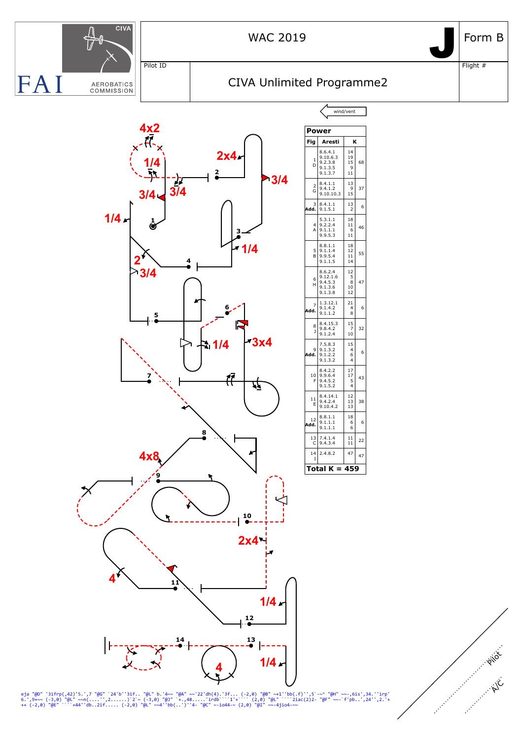# WAC 2019

**J** Form B

Pilot ID

Flight #

## CIVA Unlimited Programme2

CIVA
FAI
AEROBATICS COMMISSION

wind/vent

| Fig | Aresti | K | |
|---|---|---|---|
| 1 D | 8.6.4.1<br>9.10.6.3<br>9.2.3.8<br>9.1.3.5<br>9.1.3.7 | 14<br>19<br>15<br>9<br>11 | 68 |
| 2 G | 8.4.1.1<br>9.4.1.2<br>9.10.10.3 | 13<br>9<br>15 | 37 |
| 3 Add. | 8.4.1.1<br>9.1.5.1 | 13<br>2 | 6 |
| 4 A | 5.3.1.1<br>9.2.2.4<br>9.1.1.1<br>9.9.5.3 | 18<br>11<br>6<br>11 | 46 |
| 5 B | 8.8.1.1<br>9.1.1.4<br>9.9.5.4<br>9.1.1.5 | 18<br>12<br>11<br>14 | 55 |
| 6 H | 8.6.2.4<br>9.12.1.6<br>9.4.5.3<br>9.1.3.6<br>9.1.3.8 | 12<br>5<br>8<br>10<br>12 | 47 |
| 7 Add. | 1.3.12.1<br>9.1.4.2<br>9.1.1.2 | 21<br>4<br>8 | 6 |
| 8 J | 8.4.15.3<br>9.8.4.2<br>9.1.2.4 | 15<br>7<br>10 | 32 |
| 9 Add. | 7.5.8.3<br>9.1.3.2<br>9.1.2.2<br>9.1.3.2 | 15<br>4<br>6<br>4 | 6 |
| 10 F | 8.4.2.2<br>9.9.6.4<br>9.4.5.2<br>9.1.5.2 | 17<br>17<br>5<br>4 | 43 |
| 11 E | 8.4.14.1<br>9.4.2.4<br>9.10.4.2 | 12<br>13<br>13 | 38 |
| 12 Add. | 8.8.1.1<br>9.1.1.1<br>9.1.1.1 | 18<br>6<br>6 | 6 |
| 13 C | 7.4.1.4<br>9.4.3.4 | 11<br>11 | 22 |
| 14 I | 2.4.8.2 | 47 | 47 |

**Total K = 459**

Pilot

A/C

```
eja "@D" '3ifrp(,42)'5.',7 "@G" `24'b''3if.. "@L" b.'4~~ "@A" ~~'22'dh(4).'3f... (-2,0) "@B" ~+1''bb(.f)'',5`-~^ "@H" ~~-,6is',34.''irp'
6.',9+~~ (-3,0) "@L" ~~n(....'',2.......)`2`~ (-3,0) "@J" `+.,48.....'irdb````1'+```` (2,0) "@L" ````2iac(2)2- "@F" ~~-`f'pb..',24'',2.'+
++ (-2,0) "@E" ````+44''db..2if..... (-2,0) "@L" ~~4''bb(..')''4- "@C" ~-io44-~ (2,0) "@I" ~~-4jio4-~~
```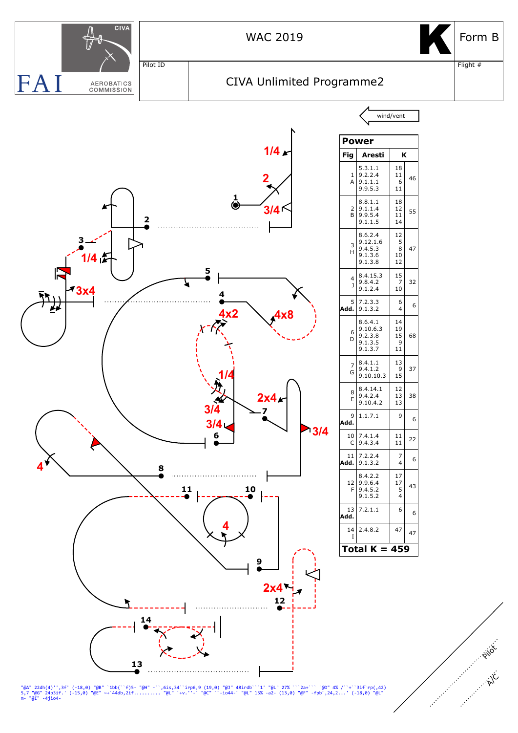FAI CIVA AEROBATICS COMMISSION

# WAC 2019

**K** Form B

Pilot ID

## CIVA Unlimited Programme2

Flight #

wind/vent

1/4 2 3/4 1 2 3 1/4 3x4 5 4 4x2 4x8 1/4 2x4 3/4 7 3/4 6 3/4 4 8 11 10 4 9 2x4 12 14 13

| Power | | | |
|---|---|---|---|
| Fig | Aresti | K | |
| 1 A | 5.3.1.1 9.2.2.4 9.1.1.1 9.9.5.3 | 18 11 6 11 | 46 |
| 2 B | 8.8.1.1 9.1.1.4 9.9.5.4 9.1.1.5 | 18 12 11 14 | 55 |
| 3 H | 8.6.2.4 9.12.1.6 9.4.5.3 9.1.3.6 9.1.3.8 | 12 5 8 10 12 | 47 |
| 4 J | 8.4.15.3 9.8.4.2 9.1.2.4 | 15 7 10 | 32 |
| 5 Add. | 7.2.3.3 9.1.3.2 | 6 4 | 6 |
| 6 D | 8.6.4.1 9.10.6.3 9.2.3.8 9.1.3.5 9.1.3.7 | 14 19 15 9 11 | 68 |
| 7 G | 8.4.1.1 9.4.1.2 9.10.10.3 | 13 9 15 | 37 |
| 8 E | 8.4.14.1 9.4.2.4 9.10.4.2 | 12 13 13 | 38 |
| 9 Add. | 1.1.7.1 | 9 | 6 |
| 10 C | 7.4.1.4 9.4.3.4 | 11 11 | 22 |
| 11 Add. | 7.2.2.4 9.1.3.2 | 7 4 | 6 |
| 12 F | 8.4.2.2 9.9.6.4 9.4.5.2 9.1.5.2 | 17 17 5 4 | 43 |
| 13 Add. | 7.2.1.1 | 6 | 6 |
| 14 I | 2.4.8.2 | 47 | 47 |
| **Total K = 459** | | | |

"@A" 22dh(4)'',3f' (-18,0) "@B" `1bb(``f)5- "@H" -``,6is,34``irp6,9 (19,0) "@J" 48irdb```1' "@L" 27% ```2a+``` "@D" 4% /``+``3if`rp(,42) 5,7 "@G" 24b3if.' (-15,0) "@E" ~+`44db,2if.......... "@L" `+v.''-` "@C" ``-io44-` "@L" 15% -a2- (13,0) "@F" -fpb`,24,2...' (-18,0) "@L" m- "@I" -4jio4-

Pilot

A/C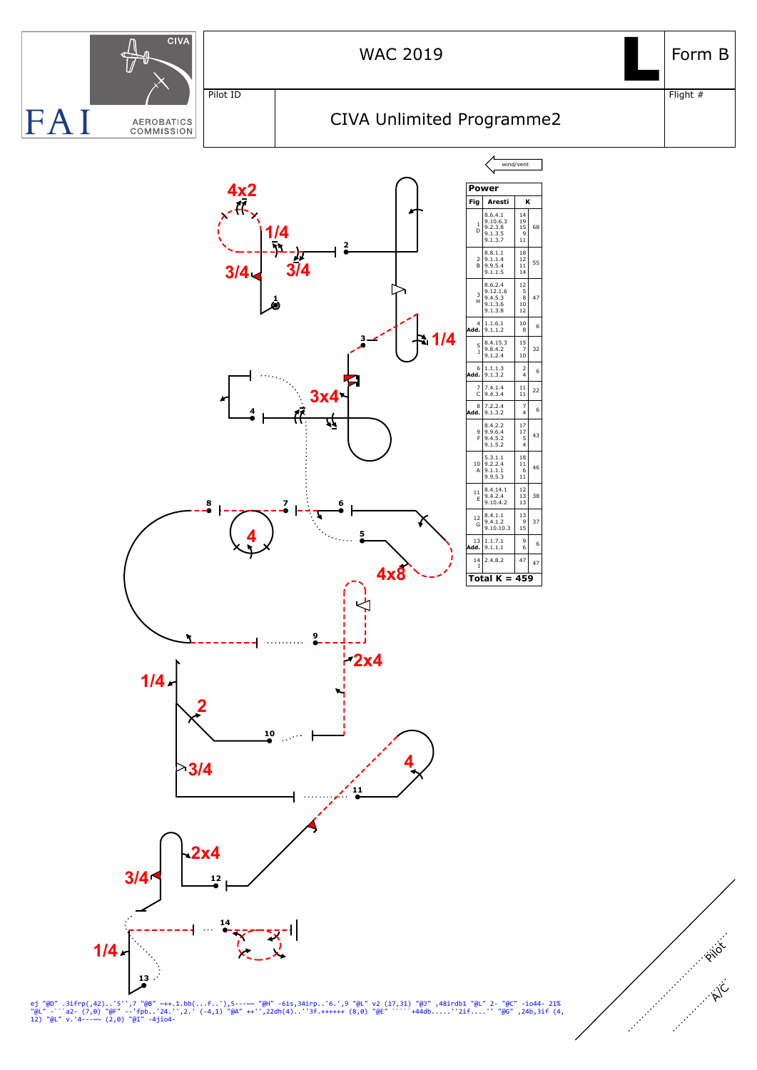WAC 2019

**L** Form B

Pilot ID

CIVA Unlimited Programme2

Flight #

wind/vent

| Fig | Aresti | | K |
|---|---|---|---|
| **Power** | | | |
| 1 D | 8.6.4.1 9.10.6.3 9.2.3.8 9.1.3.5 9.1.3.7 | 14 19 15 9 11 | 68 |
| 2 B | 8.8.1.1 9.1.1.4 9.9.5.4 9.1.1.5 | 18 12 11 14 | 55 |
| 3 H | 8.6.2.4 9.12.1.6 9.4.5.3 9.1.3.6 9.1.3.8 | 12 5 8 10 12 | 47 |
| 4 Add. | 1.1.6.1 9.1.1.2 | 10 8 | 6 |
| 5 J | 8.4.15.3 9.8.4.2 9.1.2.4 | 15 7 10 | 32 |
| 6 Add. | 1.1.1.3 9.1.3.2 | 2 4 | 6 |
| 7 C | 7.4.1.4 9.4.3.4 | 11 11 | 22 |
| 8 Add. | 7.2.2.4 9.1.3.2 | 7 4 | 6 |
| 9 F | 8.4.2.2 9.9.6.4 9.4.5.2 9.1.5.2 | 17 17 5 4 | 43 |
| 10 A | 5.3.1.1 9.2.2.4 9.1.1.1 9.9.5.3 | 18 11 6 11 | 46 |
| 11 E | 8.4.14.1 9.4.2.4 9.10.4.2 | 12 13 13 | 38 |
| 12 G | 8.4.1.1 9.4.1.2 9.10.10.3 | 13 9 15 | 37 |
| 13 Add. | 1.1.7.1 9.1.1.1 | 9 6 | 6 |
| 14 I | 2.4.8.2 | 47 | 47 |
| **Total K = 459** | | | |

ej "@D" .3ifrp(,42)..'5'',7 "@B" ~++.1.bb(...f..'),5---~~ "@H" -6is,34irp..'6.',9 "@L" v2 (17,31) "@J" ,48irdb1 "@L" 2- "@C" -io44- 21% "@L" -```a2- (7,0) "@F" --'fpb..'24.'',2.' (-4,1) "@A" ++'',22dh(4)..''3f.++++++ (8,0) "@E" ````+44db.....''2if....'' "@G" ,24b,3if (4, 12) "@L" v.'4---~~ (2,0) "@I" -4jio4-

Pilot

A/C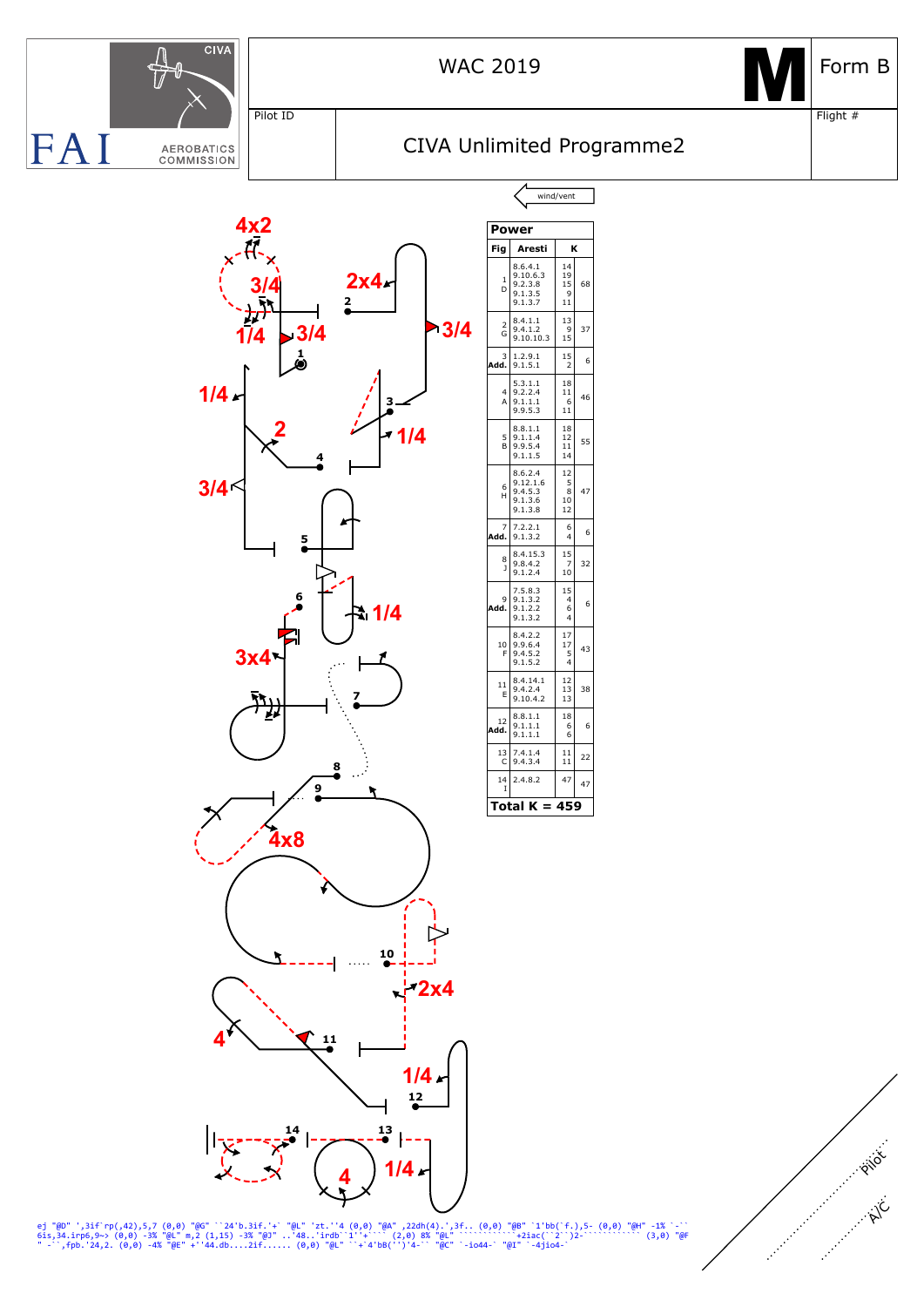CIVA

FAI AEROBATICS COMMISSION

# WAC 2019

M

Form B

Pilot ID

CIVA Unlimited Programme2

Flight #

wind/vent

| Power | | | |
|---|---|---|---|
| **Fig** | **Aresti** | **K** | |
| 1 D | 8.6.4.1<br>9.10.6.3<br>9.2.3.8<br>9.1.3.5<br>9.1.3.7 | 14<br>19<br>15<br>9<br>11 | 68 |
| 2 G | 8.4.1.1<br>9.4.1.2<br>9.10.10.3 | 13<br>9<br>15 | 37 |
| 3 Add. | 1.2.9.1<br>9.1.5.1 | 15<br>2 | 6 |
| 4 A | 5.3.1.1<br>9.2.2.4<br>9.1.1.1<br>9.9.5.3 | 18<br>11<br>6<br>11 | 46 |
| 5 B | 8.8.1.1<br>9.1.1.4<br>9.9.5.4<br>9.1.1.5 | 18<br>12<br>11<br>14 | 55 |
| 6 H | 8.6.2.4<br>9.12.1.6<br>9.4.5.3<br>9.1.3.6<br>9.1.3.8 | 12<br>5<br>8<br>10<br>12 | 47 |
| 7 Add. | 7.2.2.1<br>9.1.3.2 | 6<br>4 | 6 |
| 8 J | 8.4.15.3<br>9.8.4.2<br>9.1.2.4 | 15<br>7<br>10 | 32 |
| 9 Add. | 7.5.8.3<br>9.1.3.2<br>9.1.2.2<br>9.1.3.2 | 15<br>4<br>6<br>4 | 6 |
| 10 F | 8.4.2.2<br>9.9.6.4<br>9.4.5.2<br>9.1.5.2 | 17<br>17<br>5<br>4 | 43 |
| 11 E | 8.4.14.1<br>9.4.2.4<br>9.10.4.2 | 12<br>13<br>13 | 38 |
| 12 Add. | 8.8.1.1<br>9.1.1.1<br>9.1.1.1 | 18<br>6<br>6 | 6 |
| 13 C | 7.4.1.4<br>9.4.3.4 | 11<br>11 | 22 |
| 14 I | 2.4.8.2 | 47 | 47 |
| **Total K = 459** | | | |

Pilot

A/C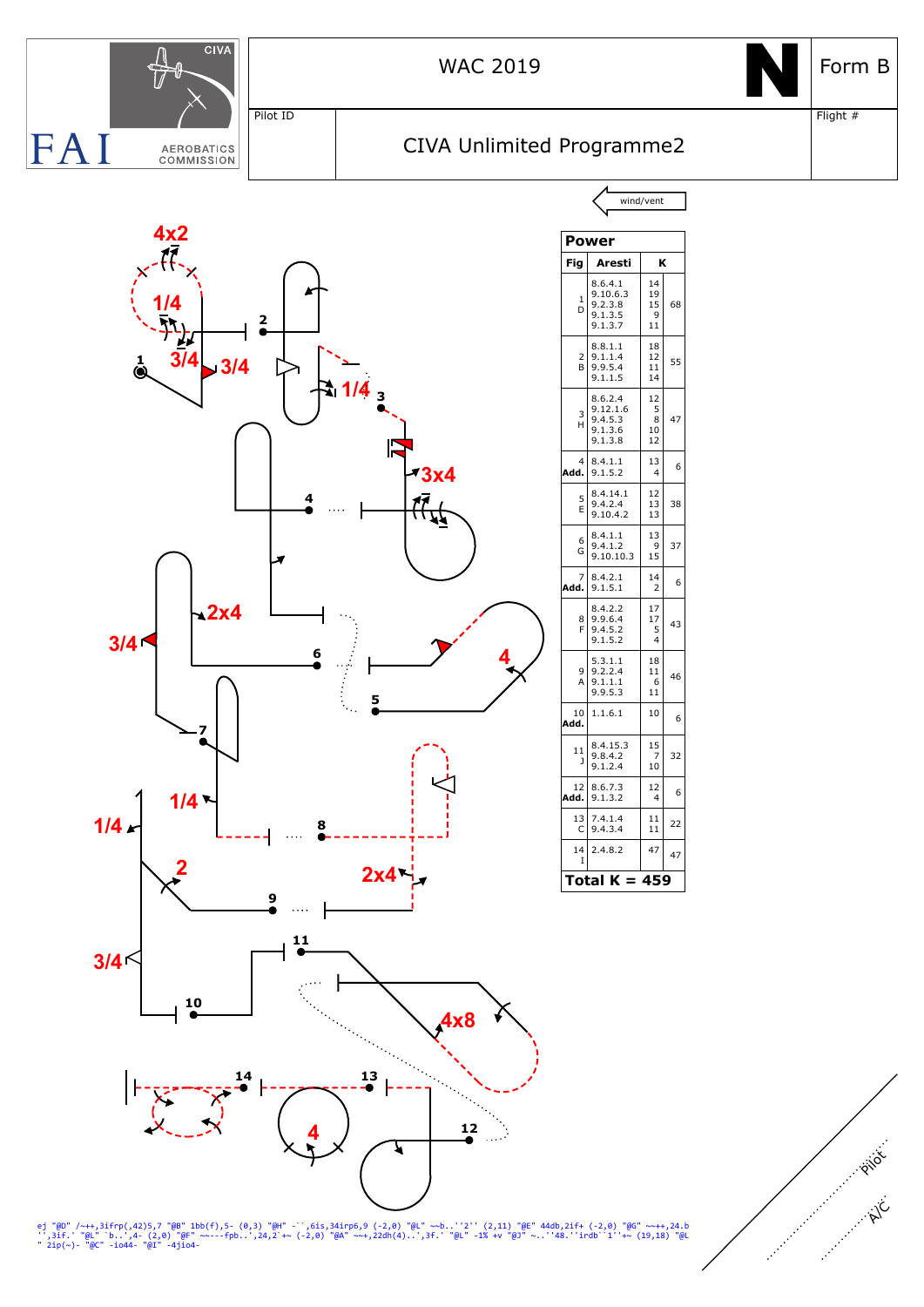WAC 2019 | N | Form B

Pilot ID | CIVA Unlimited Programme2 | Flight #

wind/vent

**Power**

| Fig | Aresti | K | |
|---|---|---|---|
| 1 D | 8.6.4.1<br>9.10.6.3<br>9.2.3.8<br>9.1.3.5<br>9.1.3.7 | 14<br>19<br>15<br>9<br>11 | 68 |
| 2 B | 8.8.1.1<br>9.1.1.4<br>9.9.5.4<br>9.1.1.5 | 18<br>12<br>11<br>14 | 55 |
| 3 H | 8.6.2.4<br>9.12.1.6<br>9.4.5.3<br>9.1.3.6<br>9.1.3.8 | 12<br>5<br>8<br>10<br>12 | 47 |
| 4 Add. | 8.4.1.1<br>9.1.5.2 | 13<br>4 | 6 |
| 5 E | 8.4.14.1<br>9.4.2.4<br>9.10.4.2 | 12<br>13<br>13 | 38 |
| 6 G | 8.4.1.1<br>9.4.1.2<br>9.10.10.3 | 13<br>9<br>15 | 37 |
| 7 Add. | 8.4.2.1<br>9.1.5.1 | 14<br>2 | 6 |
| 8 F | 8.4.2.2<br>9.9.6.4<br>9.4.5.2<br>9.1.5.2 | 17<br>17<br>5<br>4 | 43 |
| 9 A | 5.3.1.1<br>9.2.2.4<br>9.1.1.1<br>9.9.5.3 | 18<br>11<br>6<br>11 | 46 |
| 10 Add. | 1.1.6.1 | 10 | 6 |
| 11 J | 8.4.15.3<br>9.8.4.2<br>9.1.2.4 | 15<br>7<br>10 | 32 |
| 12 Add. | 8.6.7.3<br>9.1.3.2 | 12<br>4 | 6 |
| 13 C | 7.4.1.4<br>9.4.3.4 | 11<br>11 | 22 |
| 14 I | 2.4.8.2 | 47 | 47 |

**Total K = 459**

```
ej "@D" /~++,3ifrp(,42)5,7 "@B" 1bb(f),5- (0,3) "@H" -``,6is,34irp6,9 (-2,0) "@L" ~~b..''2'' (2,11) "@E" 44db,2if+ (-2,0) "@G" ~~++,24.b
'',3if.' "@L" `b..',4- (2,0) "@F" ~~---fpb..',24,2`+~ (-2,0) "@A" ~~+,22dh(4)..',3f.' "@L" -1% +v "@J" ~..''48.''irdb``1''+~ (19,18) "@L
" 2ip(~)- "@C" -io44- "@I" -4jio4-
```

Pilot

A/C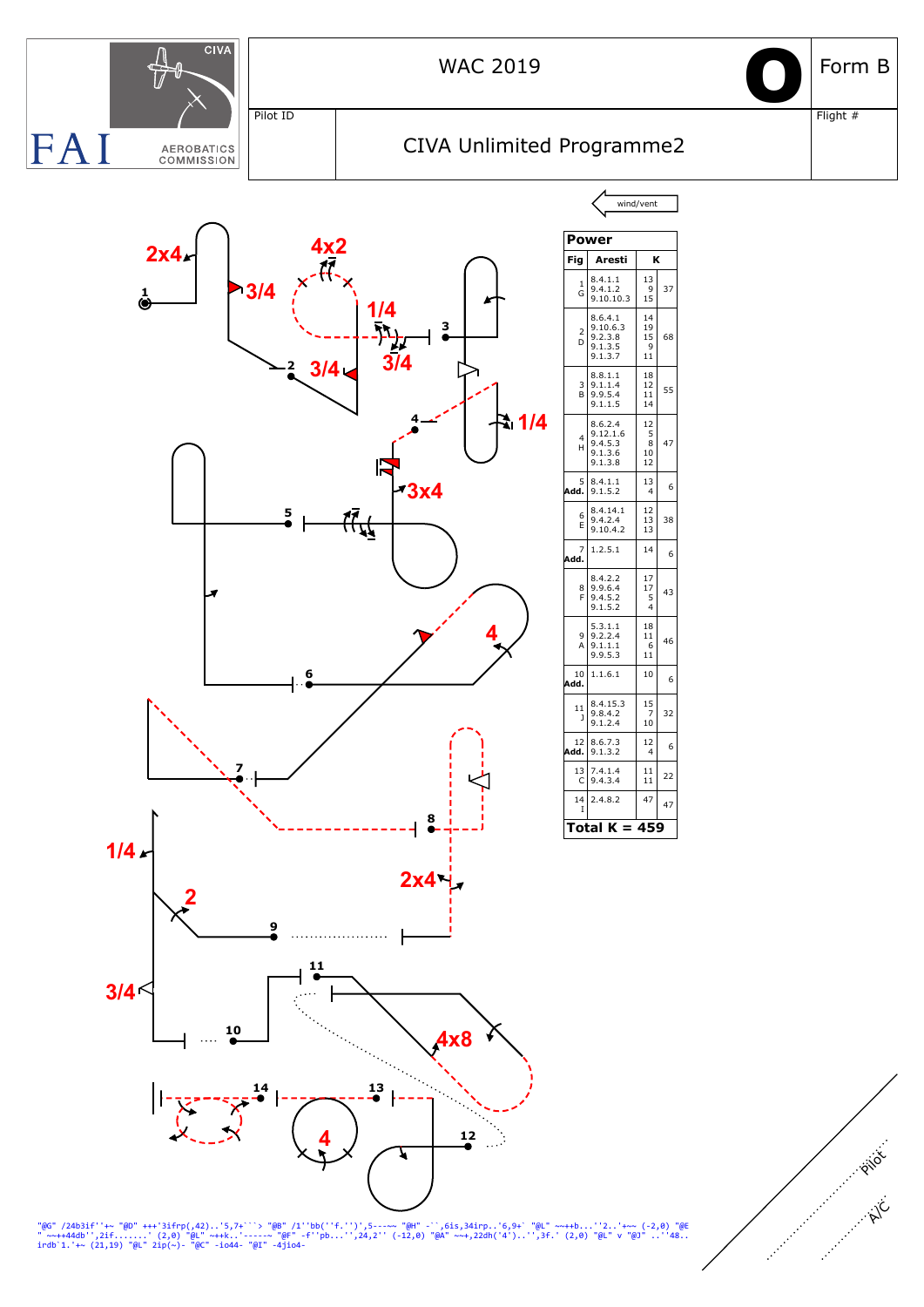WAC 2019

**O**

Form B

Pilot ID

Flight #

CIVA Unlimited Programme2

FAI CIVA AEROBATICS COMMISSION

wind/vent

| Fig | Aresti | K | |
|---|---|---|---|
| **Power** | | | |
| 1 G | 8.4.1.1 9.4.1.2 9.10.10.3 | 13 9 15 | 37 |
| 2 D | 8.6.4.1 9.10.6.3 9.2.3.8 9.1.3.5 9.1.3.7 | 14 19 15 9 11 | 68 |
| 3 B | 8.8.1.1 9.1.1.4 9.9.5.4 9.1.1.5 | 18 12 11 14 | 55 |
| 4 H | 8.6.2.4 9.12.1.6 9.4.5.3 9.1.3.6 9.1.3.8 | 12 5 8 10 12 | 47 |
| 5 Add. | 8.4.1.1 9.1.5.2 | 13 4 | 6 |
| 6 E | 8.4.14.1 9.4.2.4 9.10.4.2 | 12 13 13 | 38 |
| 7 Add. | 1.2.5.1 | 14 | 6 |
| 8 F | 8.4.2.2 9.9.6.4 9.4.5.2 9.1.5.2 | 17 17 5 4 | 43 |
| 9 A | 5.3.1.1 9.2.2.4 9.1.1.1 9.9.5.3 | 18 11 6 11 | 46 |
| 10 Add. | 1.1.6.1 | 10 | 6 |
| 11 J | 8.4.15.3 9.8.4.2 9.1.2.4 | 15 7 10 | 32 |
| 12 Add. | 8.6.7.3 9.1.3.2 | 12 4 | 6 |
| 13 C | 7.4.1.4 9.4.3.4 | 11 11 | 22 |
| 14 I | 2.4.8.2 | 47 | 47 |
| **Total K = 459** | | | |

"@G" /24b3if''+~ "@D" +++'3ifrp(,42)..'5,7+```> "@B" /1''bb(''f.'')',5---~~ "@H" -``,6is,34irp..'6,9+` "@L" ~~++b...''2..'+~~ (-2,0) "@E" ~~++4db'',2if.......' (2,0) "@L" ~++k..'-----~ "@F" -f''pb...'',24,2'' (-12,0) "@A" ~~+,22dh('4')..'',3f.' (2,0) "@L" v "@J" ..''48.. irdb`1.'+~ (21,19) "@L" 2ip(~)- "@C" -io44- "@I" -4jio4-

Pilot

A/C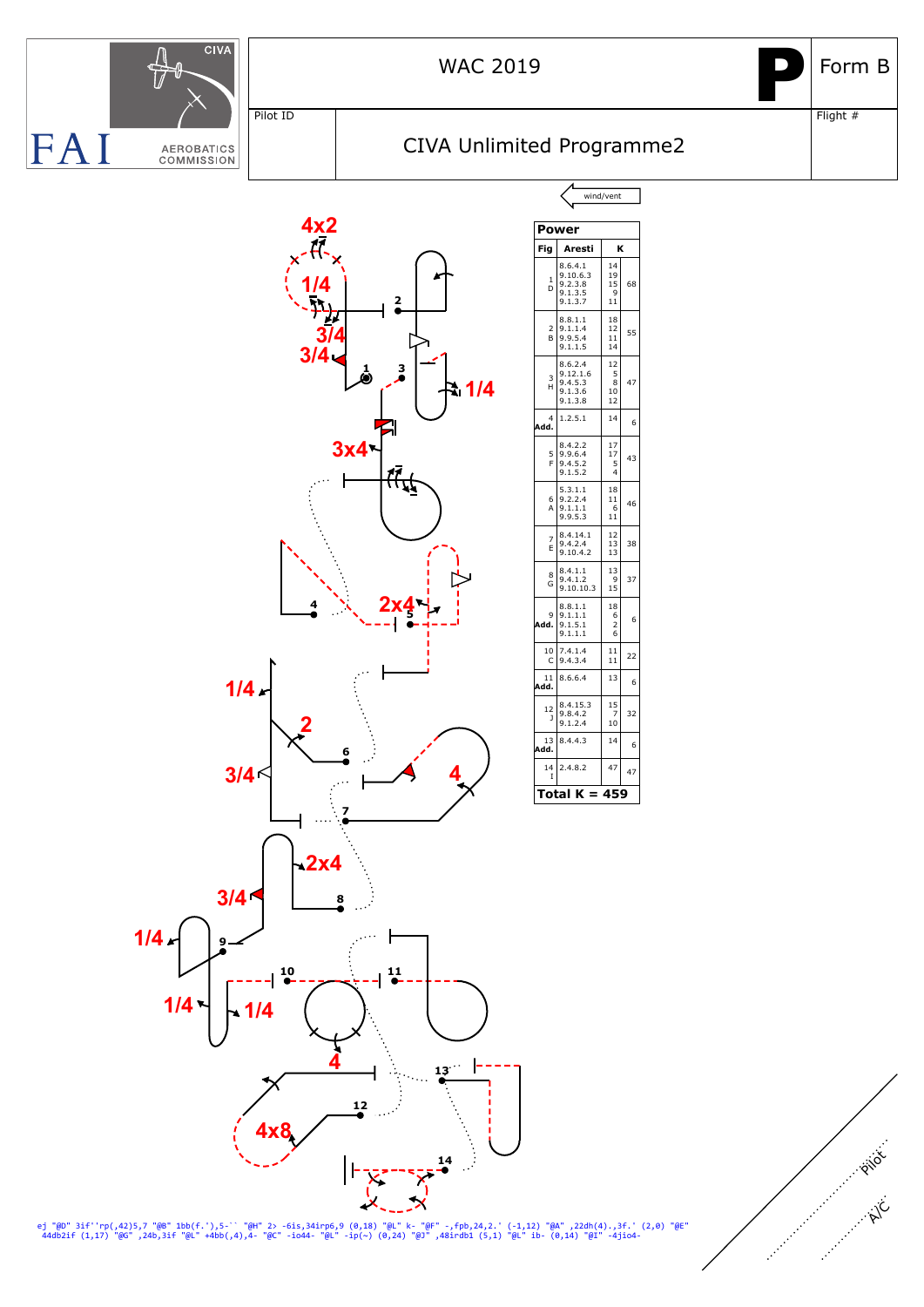WAC 2019

**P**

Form B

Pilot ID

Flight #

## CIVA Unlimited Programme2

wind/vent

| Fig | Aresti | K | |
|---|---|---|---|
| 1 D | 8.6.4.1<br>9.10.6.3<br>9.2.3.8<br>9.1.3.5<br>9.1.3.7 | 14<br>19<br>15<br>9<br>11 | 68 |
| 2 B | 8.8.1.1<br>9.1.1.4<br>9.9.5.4<br>9.1.1.5 | 18<br>12<br>11<br>14 | 55 |
| 3 H | 8.6.2.4<br>9.12.1.6<br>9.4.5.3<br>9.1.3.6<br>9.1.3.8 | 12<br>5<br>8<br>10<br>12 | 47 |
| 4 Add. | 1.2.5.1 | 14 | 6 |
| 5 F | 8.4.2.2<br>9.9.6.4<br>9.4.5.2<br>9.1.5.2 | 17<br>17<br>5<br>4 | 43 |
| 6 A | 5.3.1.1<br>9.2.2.4<br>9.1.1.1<br>9.9.5.3 | 18<br>11<br>6<br>11 | 46 |
| 7 E | 8.4.14.1<br>9.4.2.4<br>9.10.4.2 | 12<br>13<br>13 | 38 |
| 8 G | 8.4.1.1<br>9.4.1.2<br>9.10.10.3 | 13<br>9<br>15 | 37 |
| 9 Add. | 8.8.1.1<br>9.1.1.1<br>9.1.5.1<br>9.1.1.1 | 18<br>6<br>2<br>6 | 6 |
| 10 C | 7.4.1.4<br>9.4.3.4 | 11<br>11 | 22 |
| 11 Add. | 8.6.6.4 | 13 | 6 |
| 12 J | 8.4.15.3<br>9.8.4.2<br>9.1.2.4 | 15<br>7<br>10 | 32 |
| 13 Add. | 8.4.4.3 | 14 | 6 |
| 14 I | 2.4.8.2 | 47 | 47 |
| **Total K = 459** | | | |

Pilot

A/C

```
ej "@D" 3if''rp(,42)5,7 "@B" 1bb(f.'),5-`` "@H" 2> -6is,34irp6,9 (0,18) "@L" k- "@F" -,fpb,24,2.' (-1,12) "@A" ,22dh(4).,3f.' (2,0) "@E"
44db2if (1,17) "@G" ,24b,3if "@L" +4bb(,4),4- "@C" -io44- "@L" -ip(~) (0,24) "@J" ,48irdb1 (5,1) "@L" ib- (0,14) "@I" -4jio4-
```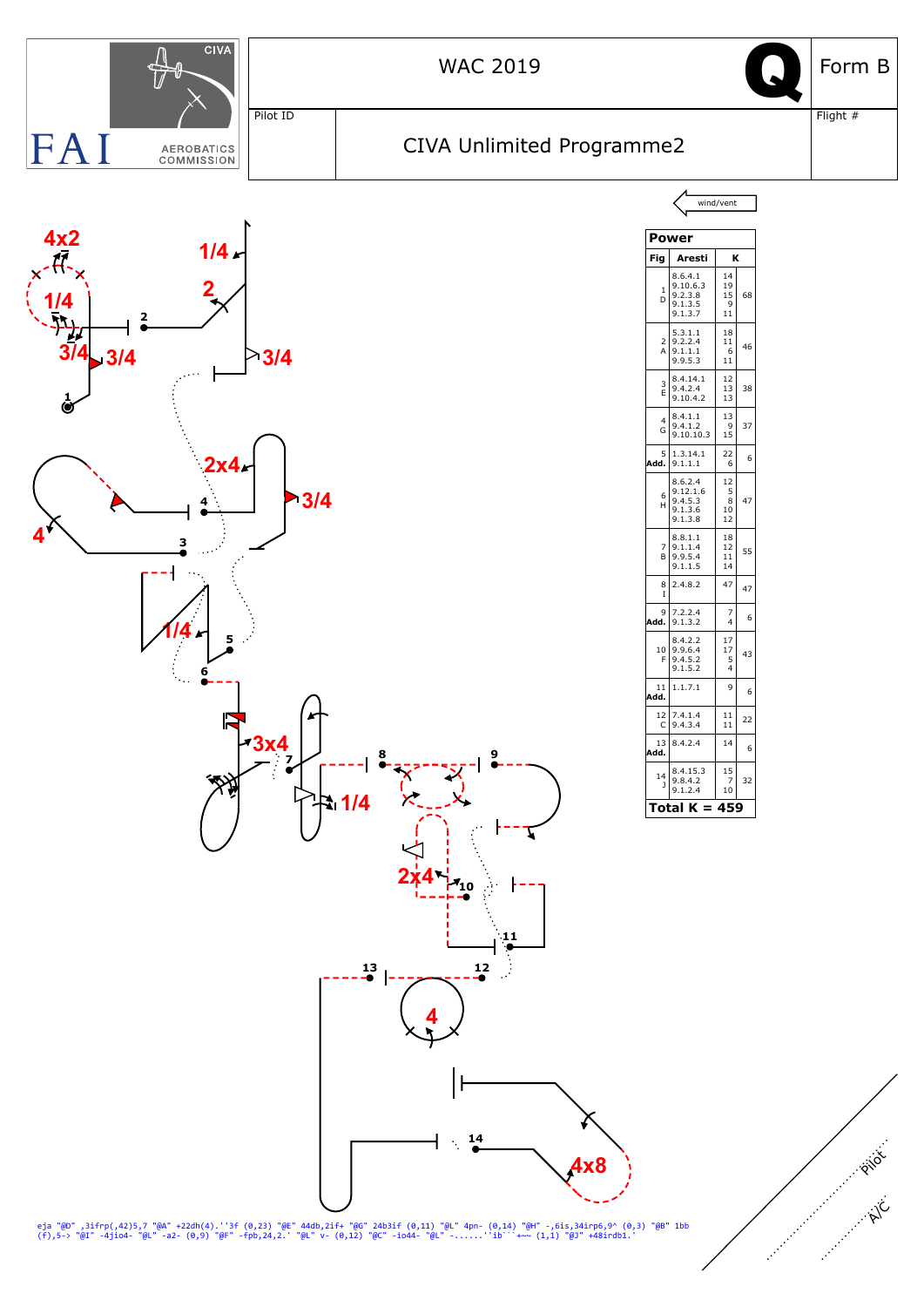# WAC 2019

**Q** Form B

Pilot ID

CIVA Unlimited Programme2

Flight #

wind/vent

**Power**

| Fig | Aresti | K | |
|---|---|---|---|
| 1 D | 8.6.4.1 9.10.6.3 9.2.3.8 9.1.3.5 9.1.3.7 | 14 19 15 9 11 | 68 |
| 2 A | 5.3.1.1 9.2.2.4 9.1.1.1 9.9.5.3 | 18 11 6 11 | 46 |
| 3 E | 8.4.14.1 9.4.2.4 9.10.4.2 | 12 13 13 | 38 |
| 4 G | 8.4.1.1 9.4.1.2 9.10.10.3 | 13 9 15 | 37 |
| 5 Add. | 1.3.14.1 9.1.1.1 | 22 6 | 6 |
| 6 H | 8.6.2.4 9.12.1.6 9.4.5.3 9.1.3.6 9.1.3.8 | 12 5 8 10 12 | 47 |
| 7 B | 8.8.1.1 9.1.1.4 9.9.5.4 9.1.1.5 | 18 12 11 14 | 55 |
| 8 I | 2.4.8.2 | 47 | 47 |
| 9 Add. | 7.2.2.4 9.1.3.2 | 7 4 | 6 |
| 10 F | 8.4.2.2 9.9.6.4 9.4.5.2 9.1.5.2 | 17 17 5 4 | 43 |
| 11 Add. | 1.1.7.1 | 9 | 6 |
| 12 C | 7.4.1.4 9.4.3.4 | 11 11 | 22 |
| 13 Add. | 8.4.2.4 | 14 | 6 |
| 14 J | 8.4.15.3 9.8.4.2 9.1.2.4 | 15 7 10 | 32 |
| **Total K = 459** | | | |

```
eja "@D" ,3ifrp(,42)5,7 "@A" +22dh(4).''3f (0,23) "@E" 44db,2if+ "@G" 24b3if (0,11) "@L" 4pn- (0,14) "@H" -,6is,34irp6,9^ (0,3) "@B" 1bb
(f),5-> "@I" -4jio4- "@L" -a2- (0,9) "@F" -fpb,24,2.' "@L" v- (0,12) "@C" -io44- "@L" -......''ib``+~~ (1,1) "@J" +48irdb1.'
```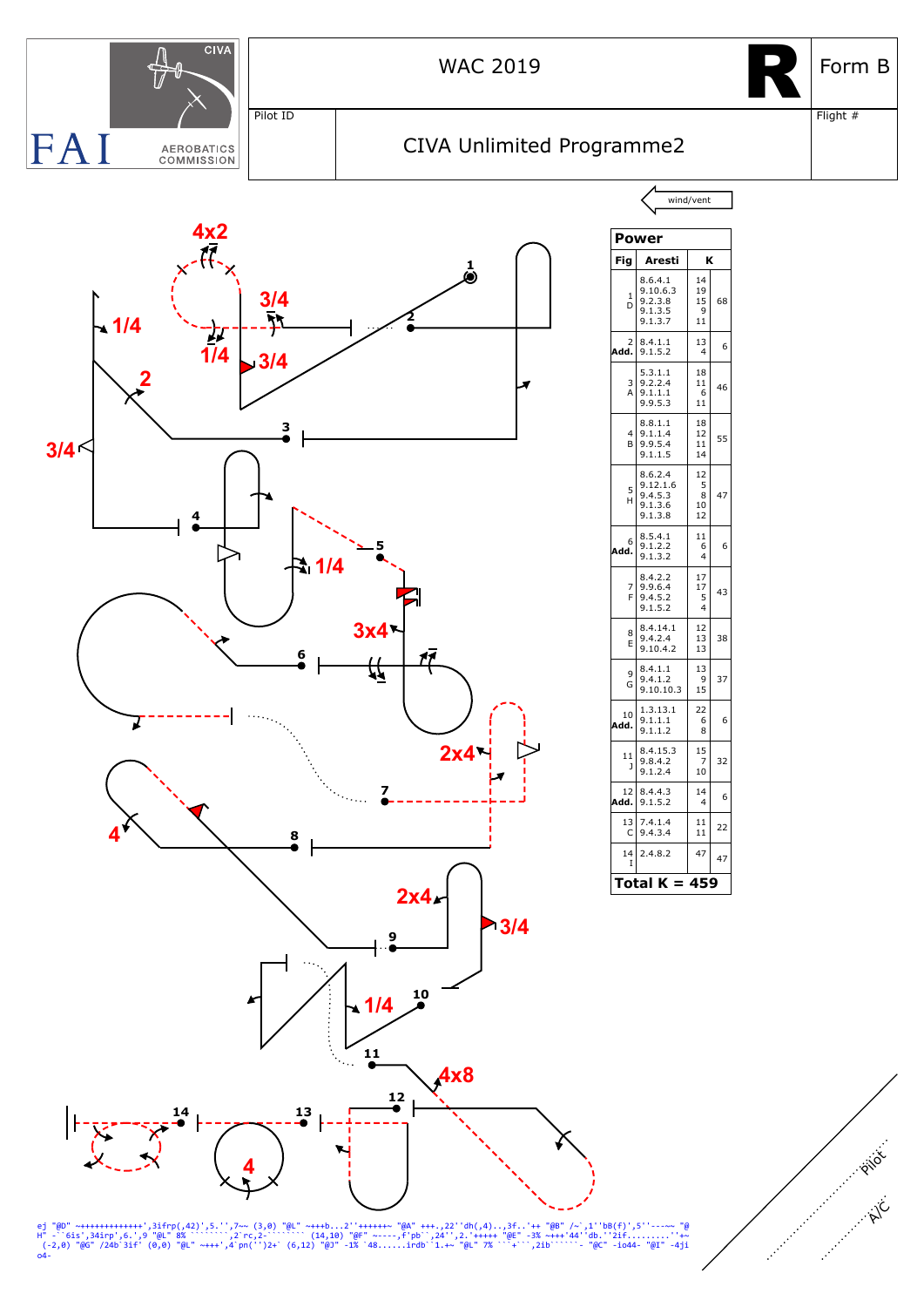WAC 2019

**R** Form B

Pilot ID

CIVA Unlimited Programme2

Flight #

wind/vent

| Power | | |
|---|---|---|
| Fig | Aresti | K |
| 1 D | 8.6.4.1 9.10.6.3 9.2.3.8 9.1.3.5 9.1.3.7 | 14 19 15 9 11 — 68 |
| 2 Add. | 8.4.1.1 9.1.5.2 | 13 4 — 6 |
| 3 A | 5.3.1.1 9.2.2.4 9.1.1.1 9.9.5.3 | 18 11 6 11 — 46 |
| 4 B | 8.8.1.1 9.1.1.4 9.9.5.4 9.1.1.5 | 18 12 11 14 — 55 |
| 5 H | 8.6.2.4 9.12.1.6 9.4.5.3 9.1.3.6 9.1.3.8 | 12 5 8 10 12 — 47 |
| 6 Add. | 8.5.4.1 9.1.2.2 9.1.3.2 | 11 6 4 — 6 |
| 7 F | 8.4.2.2 9.9.6.4 9.4.5.2 9.1.5.2 | 17 17 5 4 — 43 |
| 8 E | 8.4.14.1 9.4.2.4 9.10.4.2 | 12 13 13 — 38 |
| 9 G | 8.4.1.1 9.4.1.2 9.10.10.3 | 13 9 15 — 37 |
| 10 Add. | 1.3.13.1 9.1.1.1 9.1.1.2 | 22 6 8 — 6 |
| 11 J | 8.4.15.3 9.8.4.2 9.1.2.4 | 15 7 10 — 32 |
| 12 Add. | 8.4.4.3 9.1.5.2 | 14 4 — 6 |
| 13 C | 7.4.1.4 9.4.3.4 | 11 11 — 22 |
| 14 I | 2.4.8.2 | 47 — 47 |
| **Total K = 459** | | |

```
ej "@D" ~+++++++++++++',3ifrp(,42)',5.'',7~~ (3,0) "@L" ~+++b...2''++++++~ "@A" +++.,22''dh(,4)..,3f..'++ "@B" /~`,1''bB(f)',5''---~~ "@
H" -``6is',34irp',6.',9 "@L" 8% ````````,2`rc,2-`````````` (14,10) "@F" ~----,f'pb``,24'',2.'+++++ "@E" -3% ~+++'44''db.''2if.........''+~
 (-2,0) "@G" /24b`3if' (0,0) "@L" ~+++',4`pn('')2+` (6,12) "@J" -1% `48......irdb``1.+~ "@L" 7% ```+```,2ib``````- "@C" -io44- "@I" -4ji
o4-
```

Pilot

A/C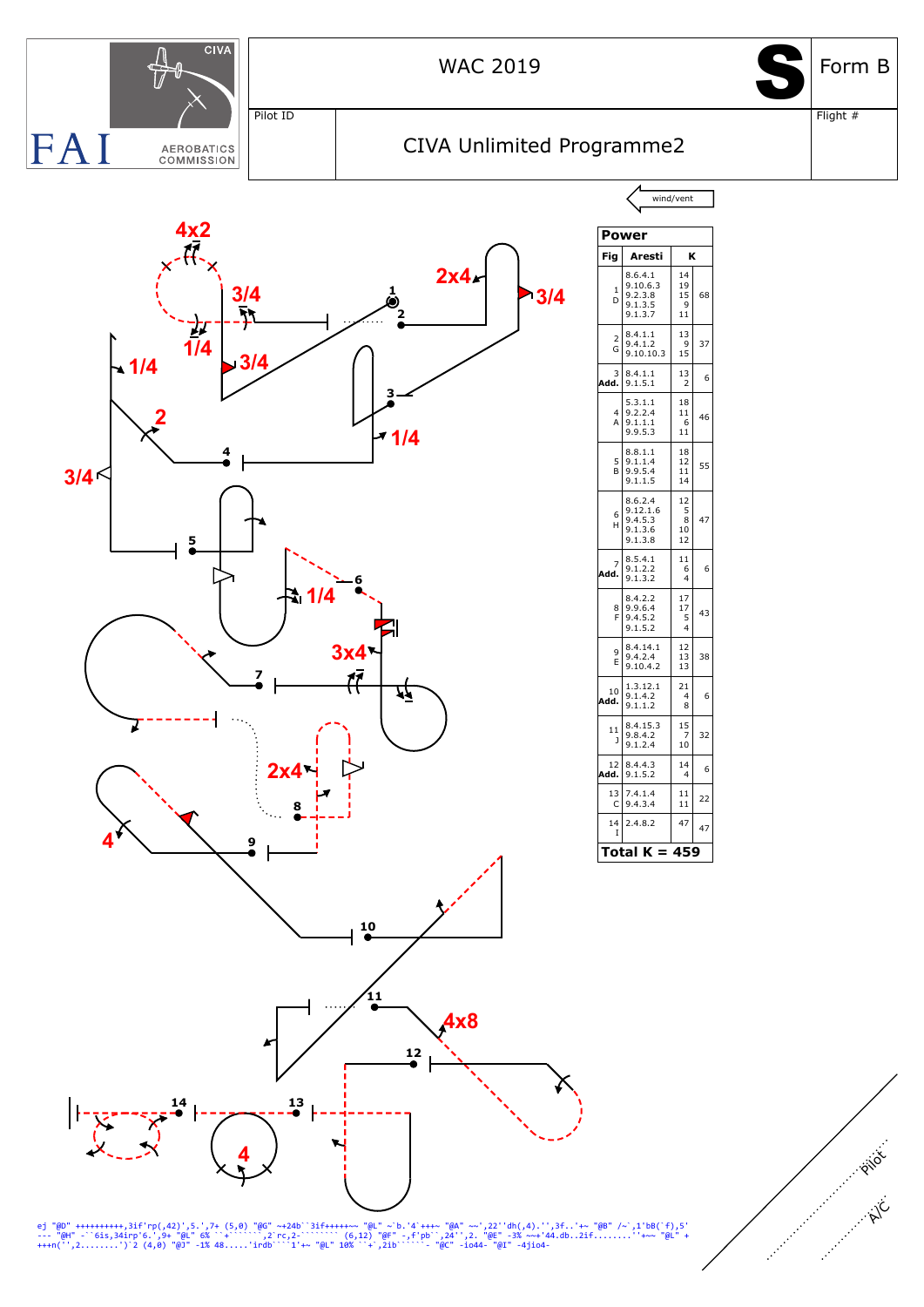WAC 2019

**S**

Form B

Pilot ID

CIVA Unlimited Programme2

Flight #

wind/vent

| Power | | |
|---|---|---|
| **Fig** | **Aresti** | **K** |
| 1 D | 8.6.4.1 9.10.6.3 9.2.3.8 9.1.3.5 9.1.3.7 | 14 19 15 9 11 — 68 |
| 2 G | 8.4.1.1 9.4.1.2 9.10.10.3 | 13 9 15 — 37 |
| 3 Add. | 8.4.1.1 9.1.5.1 | 13 2 — 6 |
| 4 A | 5.3.1.1 9.2.2.4 9.1.1.1 9.9.5.3 | 18 11 6 11 — 46 |
| 5 B | 8.8.1.1 9.1.1.4 9.9.5.4 9.1.1.5 | 18 12 11 14 — 55 |
| 6 H | 8.6.2.4 9.12.1.6 9.4.5.3 9.1.3.6 9.1.3.8 | 12 5 8 10 12 — 47 |
| 7 Add. | 8.5.4.1 9.1.2.2 9.1.3.2 | 11 6 4 — 6 |
| 8 F | 8.4.2.2 9.9.6.4 9.4.5.2 9.1.5.2 | 17 17 5 4 — 43 |
| 9 E | 8.4.14.1 9.4.2.4 9.10.4.2 | 12 13 13 — 38 |
| 10 Add. | 1.3.12.1 9.1.4.2 9.1.1.2 | 21 4 8 — 6 |
| 11 J | 8.4.15.3 9.8.4.2 9.1.2.4 | 15 7 10 — 32 |
| 12 Add. | 8.4.4.3 9.1.5.2 | 14 4 — 6 |
| 13 C | 7.4.1.4 9.4.3.4 | 11 11 — 22 |
| 14 I | 2.4.8.2 | 47 — 47 |
| **Total K = 459** | | |

4x2
3/4
1/4
3/4
1/4
2
3/4
2x4
3/4
1/4
1/4
3x4
2x4
4
4x8
4

```
ej "@D" ++++++++++,3if'rp(,42)',5.',7+ (5,0) "@G" ~+24b``3if+++++~~ "@L" ~`b.'4`+++~ "@A" ~~',22''dh(,4).'',3f..'+~ "@B" /~`,1'bB(`f),5'
--- "@H" -``6is,34irp'6.',9+ "@L" 6% ``+``````,2`rc,2-```````` (6,12) "@F" -,f'pb``,24'',2. "@E" -3% ~~+'44.db..2if........''+~~ "@L" +
+++n(`',2........')`2 (4,0) "@J" -1% 48.....'irdb```1'+~ "@L" 10% ``+`,2ib`````- "@C" -io44- "@I" -4jio4-
```

Pilot

A/C